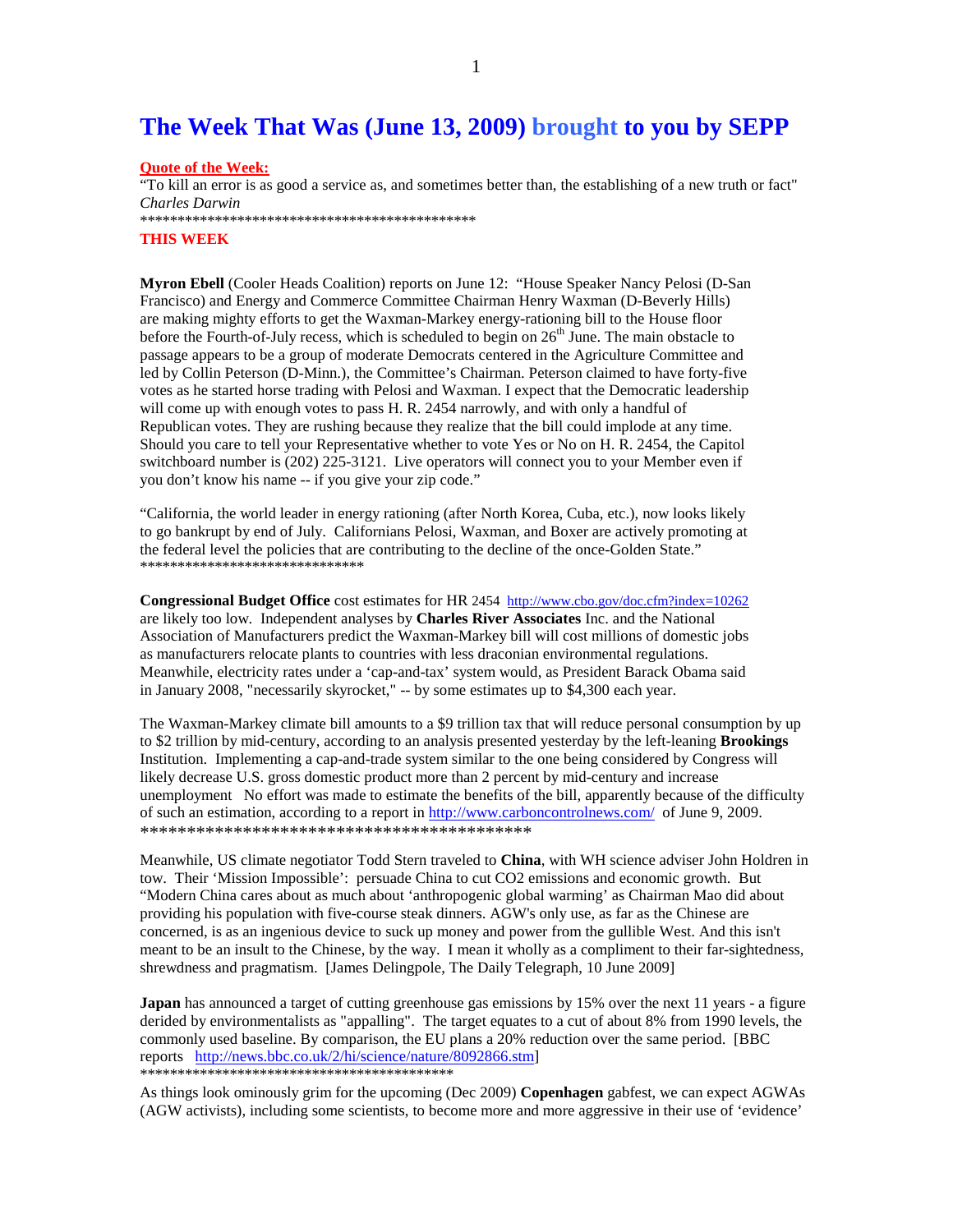# The Week That Was (June 13, 2009) brought to you by SEPP

**Quote of the Week:**

"To kill an error is as good a service as, and sometimes better than, the establishing of a new truth or fact" *Charles Darwin*

*********************************************

**THIS WEEK**

**Myron Ebell** (Cooler Heads Coalition) reports on June 12: "House Speaker Nancy Pelosi (D-San Francisco) and Energy and Commerce Committee Chairman Henry Waxman (D-Beverly Hills) are making mighty efforts to get the Waxman-Markey energy-rationing bill to the House floor before the Fourth-of-July recess, which is scheduled to begin on 26th June. The main obstacle to passage appears to be a group of moderate Democrats centered in the Agriculture Committee and led by Collin Peterson (D-Minn.), the Committee's Chairman. Peterson claimed to have forty-five votes as he started horse trading with Pelosi and Waxman. I expect that the Democratic leadership will come up with enough votes to pass H. R. 2454 narrowly, and with only a handful of Republican votes. They are rushing because they realize that the bill could implode at any time. Should you care to tell your Representative whether to vote Yes or No on H. R. 2454, the Capitol switchboard number is (202) 225-3121. Live operators will connect you to your Member even if you don't know his name -- if you give your zip code."

"California, the world leader in energy rationing (after North Korea, Cuba, etc.), now looks likely to go bankrupt by end of July. Californians Pelosi, Waxman, and Boxer are actively promoting at the federal level the policies that are contributing to the decline of the once-Golden State."

******************************

**Congressional Budget Office** cost estimates for HR 2454 http://www.cbo.gov/doc.cfm?index=10262 are likely too low. Independent analyses by **Charles River Associates** Inc. and the National Association of Manufacturers predict the Waxman-Markey bill will cost millions of domestic jobs as manufacturers relocate plants to countries with less draconian environmental regulations. Meanwhile, electricity rates under a 'cap-and-tax' system would, as President Barack Obama said in January 2008, "necessarily skyrocket," -- by some estimates up to $4,300 each year.

The Waxman-Markey climate bill amounts to a $9 trillion tax that will reduce personal consumption by up to $2 trillion by mid-century, according to an analysis presented yesterday by the left-leaning **Brookings** Institution. Implementing a cap-and-trade system similar to the one being considered by Congress will likely decrease U.S. gross domestic product more than 2 percent by mid-century and increase unemployment No effort was made to estimate the benefits of the bill, apparently because of the difficulty of such an estimation, according to a report in http://www.carboncontrolnews.com/ of June 9, 2009.

*********************************************

Meanwhile, US climate negotiator Todd Stern traveled to **China**, with WH science adviser John Holdren in tow. Their 'Mission Impossible': persuade China to cut CO2 emissions and economic growth. But "Modern China cares about as much about 'anthropogenic global warming' as Chairman Mao did about providing his population with five-course steak dinners. AGW's only use, as far as the Chinese are concerned, is as an ingenious device to suck up money and power from the gullible West. And this isn't meant to be an insult to the Chinese, by the way. I mean it wholly as a compliment to their far-sightedness, shrewdness and pragmatism. [James Delingpole, The Daily Telegraph, 10 June 2009]

**Japan** has announced a target of cutting greenhouse gas emissions by 15% over the next 11 years - a figure derided by environmentalists as "appalling". The target equates to a cut of about 8% from 1990 levels, the commonly used baseline. By comparison, the EU plans a 20% reduction over the same period. [BBC reports http://news.bbc.co.uk/2/hi/science/nature/8092866.stm]

*******************************************

As things look ominously grim for the upcoming (Dec 2009) **Copenhagen** gabfest, we can expect AGWAs (AGW activists), including some scientists, to become more and more aggressive in their use of 'evidence'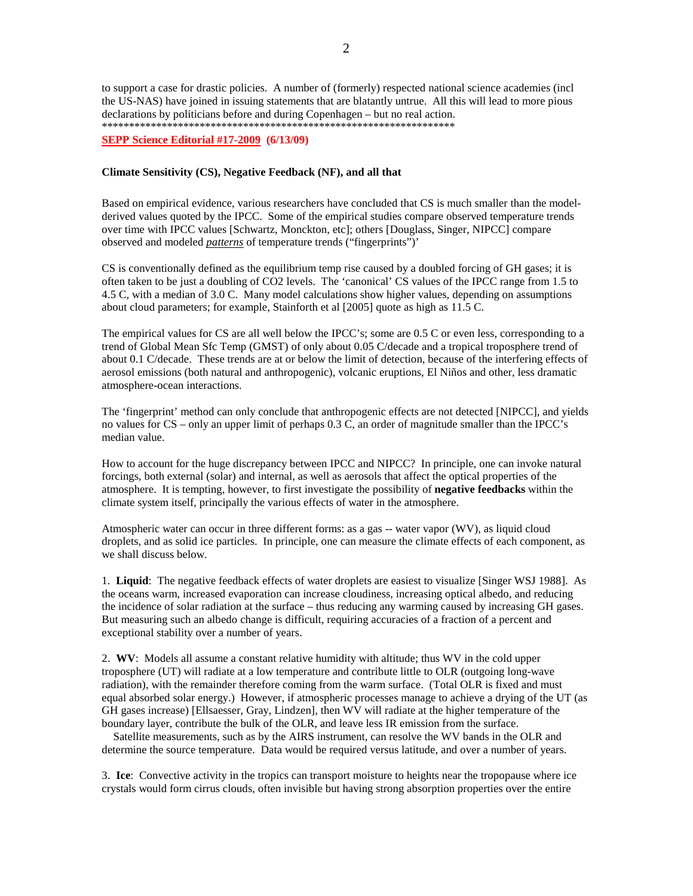to support a case for drastic policies. A number of (formerly) respected national science academies (incl the US-NAS) have joined in issuing statements that are blatantly untrue. All this will lead to more pious declarations by politicians before and during Copenhagen – but no real action.
******************************************************************

**SEPP Science Editorial #17-2009 (6/13/09)**

**Climate Sensitivity (CS), Negative Feedback (NF), and all that**

Based on empirical evidence, various researchers have concluded that CS is much smaller than the model-derived values quoted by the IPCC. Some of the empirical studies compare observed temperature trends over time with IPCC values [Schwartz, Monckton, etc]; others [Douglass, Singer, NIPCC] compare observed and modeled ***patterns*** of temperature trends ("fingerprints")'

CS is conventionally defined as the equilibrium temp rise caused by a doubled forcing of GH gases; it is often taken to be just a doubling of CO2 levels. The 'canonical' CS values of the IPCC range from 1.5 to 4.5 C, with a median of 3.0 C. Many model calculations show higher values, depending on assumptions about cloud parameters; for example, Stainforth et al [2005] quote as high as 11.5 C.

The empirical values for CS are all well below the IPCC's; some are 0.5 C or even less, corresponding to a trend of Global Mean Sfc Temp (GMST) of only about 0.05 C/decade and a tropical troposphere trend of about 0.1 C/decade. These trends are at or below the limit of detection, because of the interfering effects of aerosol emissions (both natural and anthropogenic), volcanic eruptions, El Niños and other, less dramatic atmosphere-ocean interactions.

The 'fingerprint' method can only conclude that anthropogenic effects are not detected [NIPCC], and yields no values for CS – only an upper limit of perhaps 0.3 C, an order of magnitude smaller than the IPCC's median value.

How to account for the huge discrepancy between IPCC and NIPCC? In principle, one can invoke natural forcings, both external (solar) and internal, as well as aerosols that affect the optical properties of the atmosphere. It is tempting, however, to first investigate the possibility of **negative feedbacks** within the climate system itself, principally the various effects of water in the atmosphere.

Atmospheric water can occur in three different forms: as a gas -- water vapor (WV), as liquid cloud droplets, and as solid ice particles. In principle, one can measure the climate effects of each component, as we shall discuss below.

1. **Liquid**: The negative feedback effects of water droplets are easiest to visualize [Singer WSJ 1988]. As the oceans warm, increased evaporation can increase cloudiness, increasing optical albedo, and reducing the incidence of solar radiation at the surface – thus reducing any warming caused by increasing GH gases. But measuring such an albedo change is difficult, requiring accuracies of a fraction of a percent and exceptional stability over a number of years.

2. **WV**: Models all assume a constant relative humidity with altitude; thus WV in the cold upper troposphere (UT) will radiate at a low temperature and contribute little to OLR (outgoing long-wave radiation), with the remainder therefore coming from the warm surface. (Total OLR is fixed and must equal absorbed solar energy.) However, if atmospheric processes manage to achieve a drying of the UT (as GH gases increase) [Ellsaesser, Gray, Lindzen], then WV will radiate at the higher temperature of the boundary layer, contribute the bulk of the OLR, and leave less IR emission from the surface.

Satellite measurements, such as by the AIRS instrument, can resolve the WV bands in the OLR and determine the source temperature. Data would be required versus latitude, and over a number of years.

3. **Ice**: Convective activity in the tropics can transport moisture to heights near the tropopause where ice crystals would form cirrus clouds, often invisible but having strong absorption properties over the entire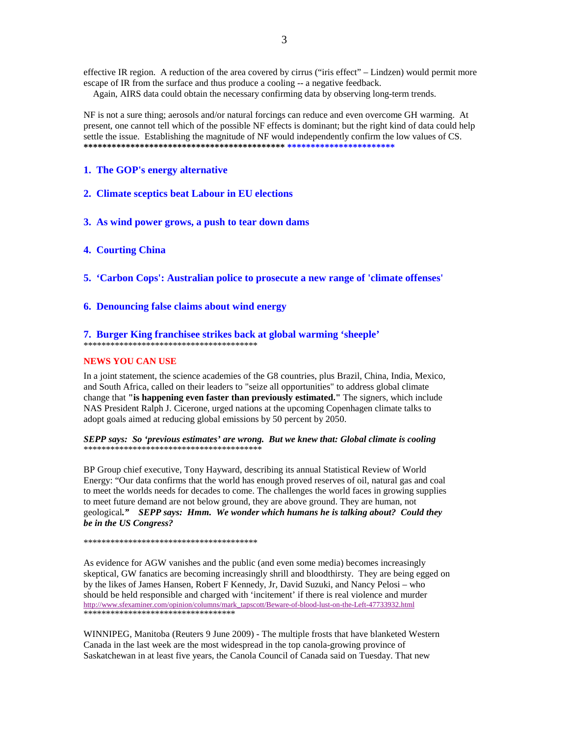effective IR region. A reduction of the area covered by cirrus ("iris effect" – Lindzen) would permit more escape of IR from the surface and thus produce a cooling -- a negative feedback.
Again, AIRS data could obtain the necessary confirming data by observing long-term trends.

NF is not a sure thing; aerosols and/or natural forcings can reduce and even overcome GH warming. At present, one cannot tell which of the possible NF effects is dominant; but the right kind of data could help settle the issue. Establishing the magnitude of NF would independently confirm the low values of CS.
**************************************************************************

**1. The GOP's energy alternative**

**2. Climate sceptics beat Labour in EU elections**

**3. As wind power grows, a push to tear down dams**

**4. Courting China**

**5. 'Carbon Cops': Australian police to prosecute a new range of 'climate offenses'**

**6. Denouncing false claims about wind energy**

**7. Burger King franchisee strikes back at global warming 'sheeple'**
*****************************************

**NEWS YOU CAN USE**

In a joint statement, the science academies of the G8 countries, plus Brazil, China, India, Mexico, and South Africa, called on their leaders to "seize all opportunities" to address global climate change that **"is happening even faster than previously estimated."** The signers, which include NAS President Ralph J. Cicerone, urged nations at the upcoming Copenhagen climate talks to adopt goals aimed at reducing global emissions by 50 percent by 2050.

***SEPP says: So 'previous estimates' are wrong. But we knew that: Global climate is cooling***
******************************************

BP Group chief executive, Tony Hayward, describing its annual Statistical Review of World Energy: "Our data confirms that the world has enough proved reserves of oil, natural gas and coal to meet the worlds needs for decades to come. The challenges the world faces in growing supplies to meet future demand are not below ground, they are above ground. They are human, not geological***."*** ***SEPP says: Hmm. We wonder which humans he is talking about? Could they be in the US Congress?***

*****************************************

As evidence for AGW vanishes and the public (and even some media) becomes increasingly skeptical, GW fanatics are becoming increasingly shrill and bloodthirsty. They are being egged on by the likes of James Hansen, Robert F Kennedy, Jr, David Suzuki, and Nancy Pelosi – who should be held responsible and charged with 'incitement' if there is real violence and murder
http://www.sfexaminer.com/opinion/columns/mark_tapscott/Beware-of-blood-lust-on-the-Left-47733932.html
***********************************

WINNIPEG, Manitoba (Reuters 9 June 2009) - The multiple frosts that have blanketed Western Canada in the last week are the most widespread in the top canola-growing province of Saskatchewan in at least five years, the Canola Council of Canada said on Tuesday. That new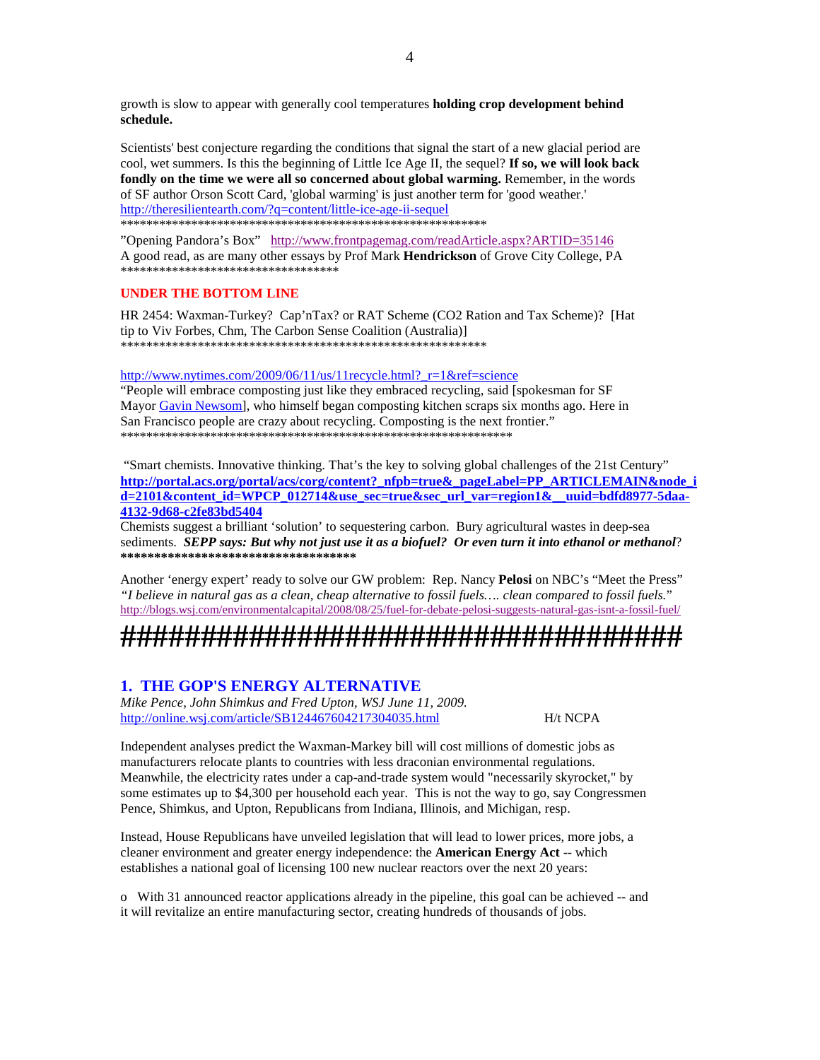growth is slow to appear with generally cool temperatures **holding crop development behind schedule.**

Scientists' best conjecture regarding the conditions that signal the start of a new glacial period are cool, wet summers. Is this the beginning of Little Ice Age II, the sequel? **If so, we will look back fondly on the time we were all so concerned about global warming.** Remember, in the words of SF author Orson Scott Card, 'global warming' is just another term for 'good weather.'
http://theresilientearth.com/?q=content/little-ice-age-ii-sequel
************************************************************

"Opening Pandora's Box" http://www.frontpagemag.com/readArticle.aspx?ARTID=35146
A good read, as are many other essays by Prof Mark **Hendrickson** of Grove City College, PA
**********************************

**UNDER THE BOTTOM LINE**

HR 2454: Waxman-Turkey? Cap'nTax? or RAT Scheme (CO2 Ration and Tax Scheme)? [Hat tip to Viv Forbes, Chm, The Carbon Sense Coalition (Australia)]
************************************************************

http://www.nytimes.com/2009/06/11/us/11recycle.html?_r=1&ref=science
"People will embrace composting just like they embraced recycling, said [spokesman for SF Mayor Gavin Newsom], who himself began composting kitchen scraps six months ago. Here in San Francisco people are crazy about recycling. Composting is the next frontier."
****************************************************************

"Smart chemists. Innovative thinking. That's the key to solving global challenges of the 21st Century"
**http://portal.acs.org/portal/acs/corg/content?_nfpb=true&_pageLabel=PP_ARTICLEMAIN&node_id=2101&content_id=WPCP_012714&use_sec=true&sec_url_var=region1&__uuid=bdfd8977-5daa-4132-9d68-c2fe83bd5404**
Chemists suggest a brilliant 'solution' to sequestering carbon. Bury agricultural wastes in deep-sea sediments. ***SEPP says: But why not just use it as a biofuel? Or even turn it into ethanol or methanol***?
**********************************

Another 'energy expert' ready to solve our GW problem: Rep. Nancy **Pelosi** on NBC's "Meet the Press" *"I believe in natural gas as a clean, cheap alternative to fossil fuels…. clean compared to fossil fuels."*
http://blogs.wsj.com/environmentalcapital/2008/08/25/fuel-for-debate-pelosi-suggests-natural-gas-isnt-a-fossil-fuel/

**#####################################**

## 1. THE GOP'S ENERGY ALTERNATIVE

*Mike Pence, John Shimkus and Fred Upton, WSJ June 11, 2009.*
http://online.wsj.com/article/SB124467604217304035.html H/t NCPA

Independent analyses predict the Waxman-Markey bill will cost millions of domestic jobs as manufacturers relocate plants to countries with less draconian environmental regulations. Meanwhile, the electricity rates under a cap-and-trade system would "necessarily skyrocket," by some estimates up to $4,300 per household each year. This is not the way to go, say Congressmen Pence, Shimkus, and Upton, Republicans from Indiana, Illinois, and Michigan, resp.

Instead, House Republicans have unveiled legislation that will lead to lower prices, more jobs, a cleaner environment and greater energy independence: the **American Energy Act** -- which establishes a national goal of licensing 100 new nuclear reactors over the next 20 years:

o With 31 announced reactor applications already in the pipeline, this goal can be achieved -- and it will revitalize an entire manufacturing sector, creating hundreds of thousands of jobs.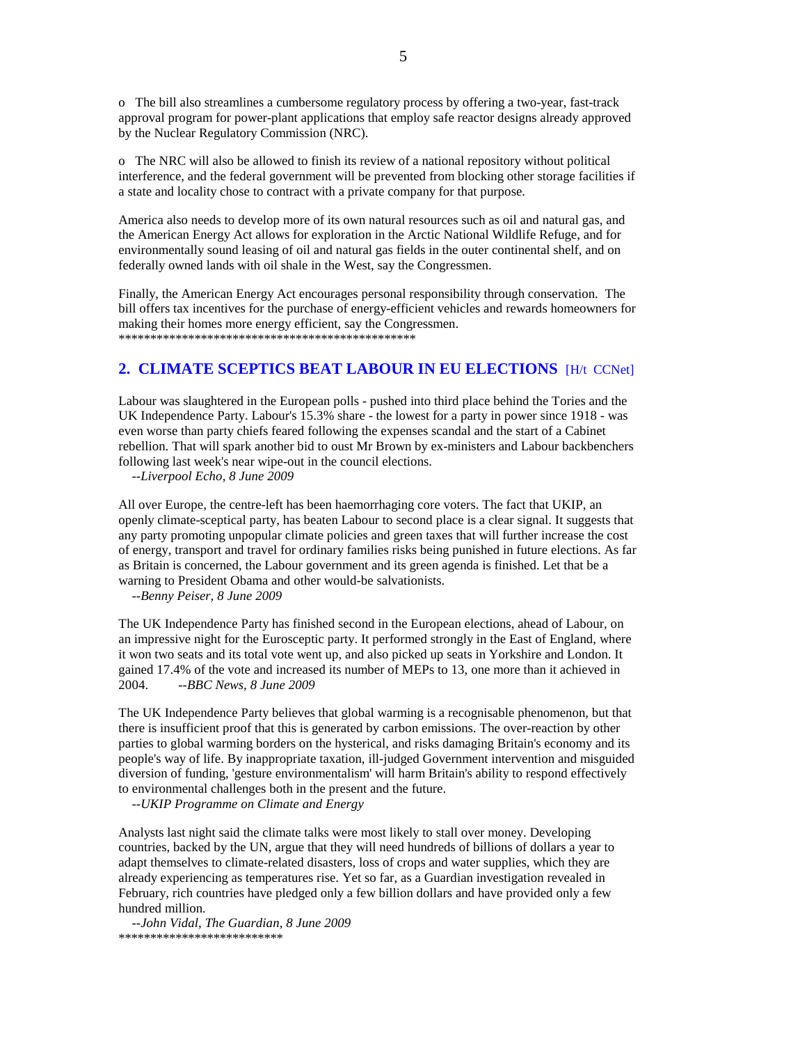o The bill also streamlines a cumbersome regulatory process by offering a two-year, fast-track approval program for power-plant applications that employ safe reactor designs already approved by the Nuclear Regulatory Commission (NRC).

o The NRC will also be allowed to finish its review of a national repository without political interference, and the federal government will be prevented from blocking other storage facilities if a state and locality chose to contract with a private company for that purpose.

America also needs to develop more of its own natural resources such as oil and natural gas, and the American Energy Act allows for exploration in the Arctic National Wildlife Refuge, and for environmentally sound leasing of oil and natural gas fields in the outer continental shelf, and on federally owned lands with oil shale in the West, say the Congressmen.

Finally, the American Energy Act encourages personal responsibility through conservation. The bill offers tax incentives for the purchase of energy-efficient vehicles and rewards homeowners for making their homes more energy efficient, say the Congressmen.
************************************************

## 2. CLIMATE SCEPTICS BEAT LABOUR IN EU ELECTIONS [H/t CCNet]

Labour was slaughtered in the European polls - pushed into third place behind the Tories and the UK Independence Party. Labour's 15.3% share - the lowest for a party in power since 1918 - was even worse than party chiefs feared following the expenses scandal and the start of a Cabinet rebellion. That will spark another bid to oust Mr Brown by ex-ministers and Labour backbenchers following last week's near wipe-out in the council elections.
--*Liverpool Echo, 8 June 2009*

All over Europe, the centre-left has been haemorrhaging core voters. The fact that UKIP, an openly climate-sceptical party, has beaten Labour to second place is a clear signal. It suggests that any party promoting unpopular climate policies and green taxes that will further increase the cost of energy, transport and travel for ordinary families risks being punished in future elections. As far as Britain is concerned, the Labour government and its green agenda is finished. Let that be a warning to President Obama and other would-be salvationists.
--*Benny Peiser, 8 June 2009*

The UK Independence Party has finished second in the European elections, ahead of Labour, on an impressive night for the Eurosceptic party. It performed strongly in the East of England, where it won two seats and its total vote went up, and also picked up seats in Yorkshire and London. It gained 17.4% of the vote and increased its number of MEPs to 13, one more than it achieved in 2004. --*BBC News, 8 June 2009*

The UK Independence Party believes that global warming is a recognisable phenomenon, but that there is insufficient proof that this is generated by carbon emissions. The over-reaction by other parties to global warming borders on the hysterical, and risks damaging Britain's economy and its people's way of life. By inappropriate taxation, ill-judged Government intervention and misguided diversion of funding, 'gesture environmentalism' will harm Britain's ability to respond effectively to environmental challenges both in the present and the future.
--*UKIP Programme on Climate and Energy*

Analysts last night said the climate talks were most likely to stall over money. Developing countries, backed by the UN, argue that they will need hundreds of billions of dollars a year to adapt themselves to climate-related disasters, loss of crops and water supplies, which they are already experiencing as temperatures rise. Yet so far, as a Guardian investigation revealed in February, rich countries have pledged only a few billion dollars and have provided only a few hundred million.
--*John Vidal, The Guardian, 8 June 2009*
*************************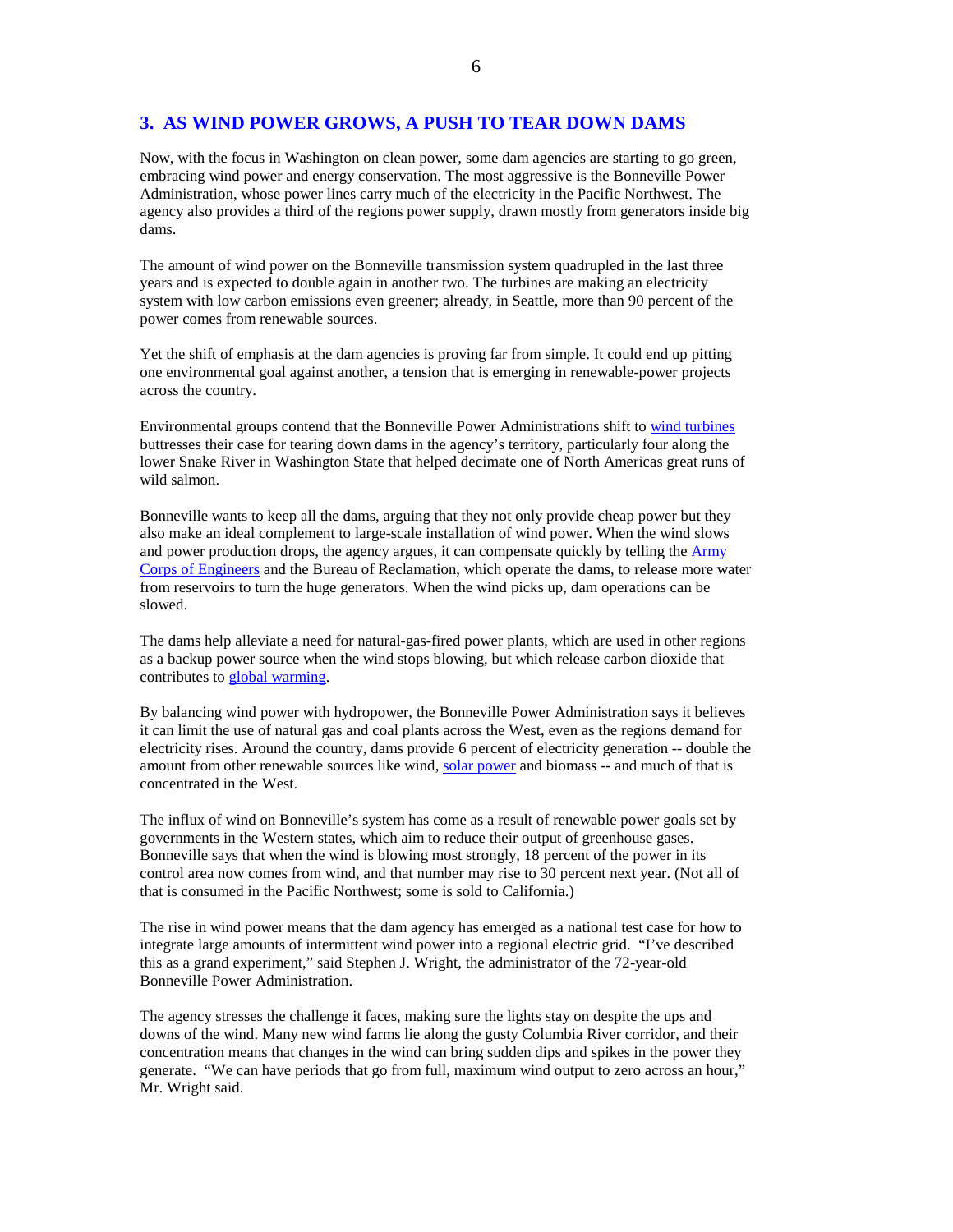## 3. AS WIND POWER GROWS, A PUSH TO TEAR DOWN DAMS

Now, with the focus in Washington on clean power, some dam agencies are starting to go green, embracing wind power and energy conservation. The most aggressive is the Bonneville Power Administration, whose power lines carry much of the electricity in the Pacific Northwest. The agency also provides a third of the regions power supply, drawn mostly from generators inside big dams.

The amount of wind power on the Bonneville transmission system quadrupled in the last three years and is expected to double again in another two. The turbines are making an electricity system with low carbon emissions even greener; already, in Seattle, more than 90 percent of the power comes from renewable sources.

Yet the shift of emphasis at the dam agencies is proving far from simple. It could end up pitting one environmental goal against another, a tension that is emerging in renewable-power projects across the country.

Environmental groups contend that the Bonneville Power Administrations shift to wind turbines buttresses their case for tearing down dams in the agency's territory, particularly four along the lower Snake River in Washington State that helped decimate one of North Americas great runs of wild salmon.

Bonneville wants to keep all the dams, arguing that they not only provide cheap power but they also make an ideal complement to large-scale installation of wind power. When the wind slows and power production drops, the agency argues, it can compensate quickly by telling the Army Corps of Engineers and the Bureau of Reclamation, which operate the dams, to release more water from reservoirs to turn the huge generators. When the wind picks up, dam operations can be slowed.

The dams help alleviate a need for natural-gas-fired power plants, which are used in other regions as a backup power source when the wind stops blowing, but which release carbon dioxide that contributes to global warming.

By balancing wind power with hydropower, the Bonneville Power Administration says it believes it can limit the use of natural gas and coal plants across the West, even as the regions demand for electricity rises. Around the country, dams provide 6 percent of electricity generation -- double the amount from other renewable sources like wind, solar power and biomass -- and much of that is concentrated in the West.

The influx of wind on Bonneville's system has come as a result of renewable power goals set by governments in the Western states, which aim to reduce their output of greenhouse gases. Bonneville says that when the wind is blowing most strongly, 18 percent of the power in its control area now comes from wind, and that number may rise to 30 percent next year. (Not all of that is consumed in the Pacific Northwest; some is sold to California.)

The rise in wind power means that the dam agency has emerged as a national test case for how to integrate large amounts of intermittent wind power into a regional electric grid. "I've described this as a grand experiment," said Stephen J. Wright, the administrator of the 72-year-old Bonneville Power Administration.

The agency stresses the challenge it faces, making sure the lights stay on despite the ups and downs of the wind. Many new wind farms lie along the gusty Columbia River corridor, and their concentration means that changes in the wind can bring sudden dips and spikes in the power they generate. "We can have periods that go from full, maximum wind output to zero across an hour," Mr. Wright said.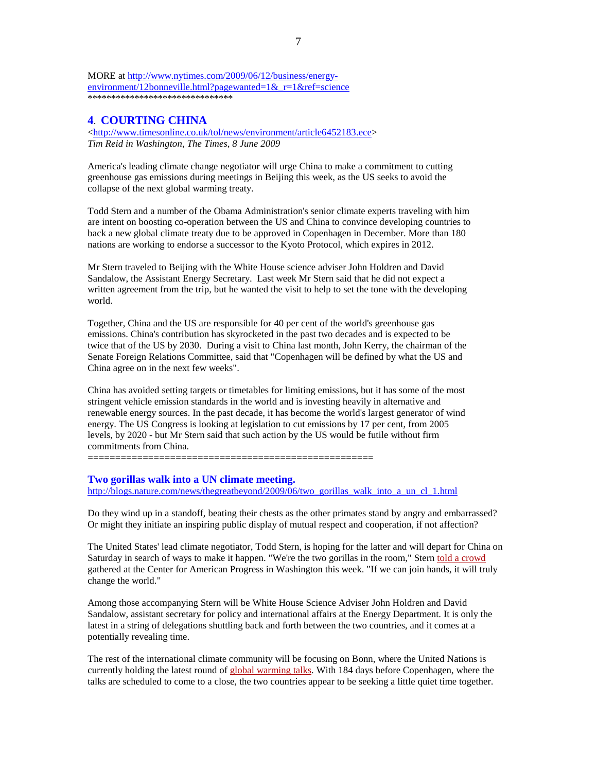MORE at http://www.nytimes.com/2009/06/12/business/energy-environment/12bonneville.html?pagewanted=1&_r=1&ref=science
******************************

## 4. COURTING CHINA

<http://www.timesonline.co.uk/tol/news/environment/article6452183.ece>
*Tim Reid in Washington, The Times, 8 June 2009*

America's leading climate change negotiator will urge China to make a commitment to cutting greenhouse gas emissions during meetings in Beijing this week, as the US seeks to avoid the collapse of the next global warming treaty.

Todd Stern and a number of the Obama Administration's senior climate experts traveling with him are intent on boosting co-operation between the US and China to convince developing countries to back a new global climate treaty due to be approved in Copenhagen in December. More than 180 nations are working to endorse a successor to the Kyoto Protocol, which expires in 2012.

Mr Stern traveled to Beijing with the White House science adviser John Holdren and David Sandalow, the Assistant Energy Secretary. Last week Mr Stern said that he did not expect a written agreement from the trip, but he wanted the visit to help to set the tone with the developing world.

Together, China and the US are responsible for 40 per cent of the world's greenhouse gas emissions. China's contribution has skyrocketed in the past two decades and is expected to be twice that of the US by 2030. During a visit to China last month, John Kerry, the chairman of the Senate Foreign Relations Committee, said that "Copenhagen will be defined by what the US and China agree on in the next few weeks".

China has avoided setting targets or timetables for limiting emissions, but it has some of the most stringent vehicle emission standards in the world and is investing heavily in alternative and renewable energy sources. In the past decade, it has become the world's largest generator of wind energy. The US Congress is looking at legislation to cut emissions by 17 per cent, from 2005 levels, by 2020 - but Mr Stern said that such action by the US would be futile without firm commitments from China.

===================================================

### Two gorillas walk into a UN climate meeting.

http://blogs.nature.com/news/thegreatbeyond/2009/06/two_gorillas_walk_into_a_un_cl_1.html

Do they wind up in a standoff, beating their chests as the other primates stand by angry and embarrassed? Or might they initiate an inspiring public display of mutual respect and cooperation, if not affection?

The United States' lead climate negotiator, Todd Stern, is hoping for the latter and will depart for China on Saturday in search of ways to make it happen. "We're the two gorillas in the room," Stern told a crowd gathered at the Center for American Progress in Washington this week. "If we can join hands, it will truly change the world."

Among those accompanying Stern will be White House Science Adviser John Holdren and David Sandalow, assistant secretary for policy and international affairs at the Energy Department. It is only the latest in a string of delegations shuttling back and forth between the two countries, and it comes at a potentially revealing time.

The rest of the international climate community will be focusing on Bonn, where the United Nations is currently holding the latest round of global warming talks. With 184 days before Copenhagen, where the talks are scheduled to come to a close, the two countries appear to be seeking a little quiet time together.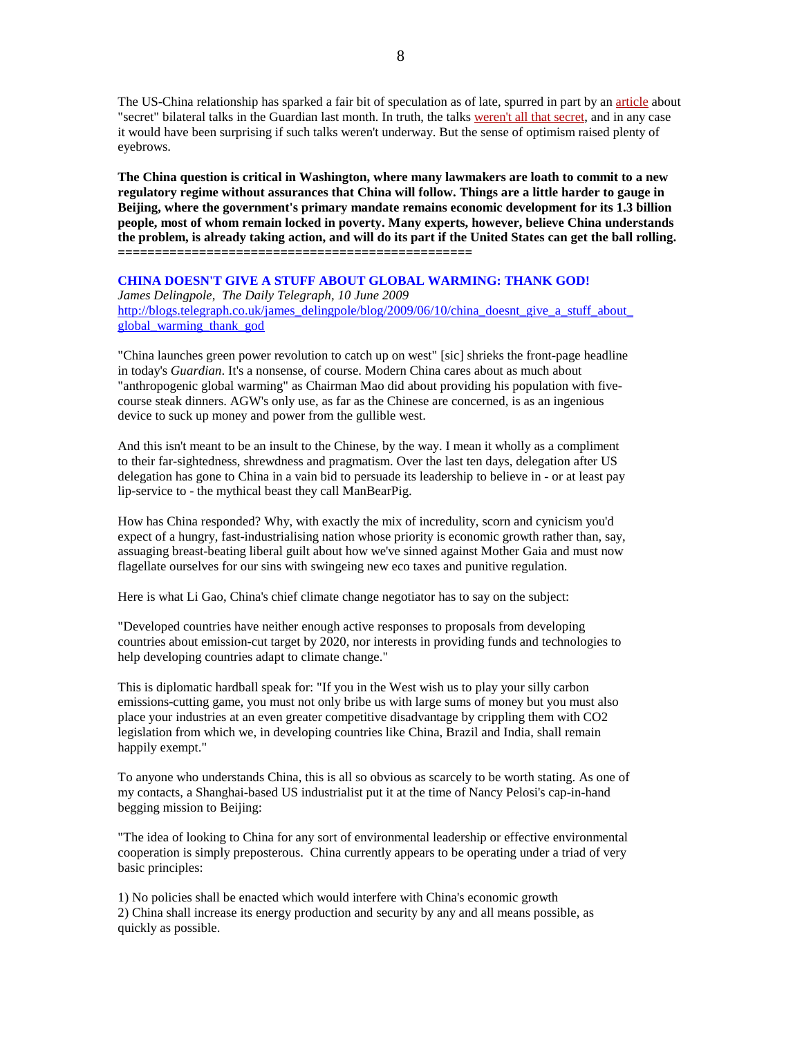The US-China relationship has sparked a fair bit of speculation as of late, spurred in part by an article about "secret" bilateral talks in the Guardian last month. In truth, the talks weren't all that secret, and in any case it would have been surprising if such talks weren't underway. But the sense of optimism raised plenty of eyebrows.

**The China question is critical in Washington, where many lawmakers are loath to commit to a new regulatory regime without assurances that China will follow. Things are a little harder to gauge in Beijing, where the government's primary mandate remains economic development for its 1.3 billion people, most of whom remain locked in poverty. Many experts, however, believe China understands the problem, is already taking action, and will do its part if the United States can get the ball rolling.**

================================================

**CHINA DOESN'T GIVE A STUFF ABOUT GLOBAL WARMING: THANK GOD!**

*James Delingpole, The Daily Telegraph, 10 June 2009*

http://blogs.telegraph.co.uk/james_delingpole/blog/2009/06/10/china_doesnt_give_a_stuff_about_global_warming_thank_god

"China launches green power revolution to catch up on west" [sic] shrieks the front-page headline in today's *Guardian*. It's a nonsense, of course. Modern China cares about as much about "anthropogenic global warming" as Chairman Mao did about providing his population with five-course steak dinners. AGW's only use, as far as the Chinese are concerned, is as an ingenious device to suck up money and power from the gullible west.

And this isn't meant to be an insult to the Chinese, by the way. I mean it wholly as a compliment to their far-sightedness, shrewdness and pragmatism. Over the last ten days, delegation after US delegation has gone to China in a vain bid to persuade its leadership to believe in - or at least pay lip-service to - the mythical beast they call ManBearPig.

How has China responded? Why, with exactly the mix of incredulity, scorn and cynicism you'd expect of a hungry, fast-industrialising nation whose priority is economic growth rather than, say, assuaging breast-beating liberal guilt about how we've sinned against Mother Gaia and must now flagellate ourselves for our sins with swingeing new eco taxes and punitive regulation.

Here is what Li Gao, China's chief climate change negotiator has to say on the subject:

"Developed countries have neither enough active responses to proposals from developing countries about emission-cut target by 2020, nor interests in providing funds and technologies to help developing countries adapt to climate change."

This is diplomatic hardball speak for: "If you in the West wish us to play your silly carbon emissions-cutting game, you must not only bribe us with large sums of money but you must also place your industries at an even greater competitive disadvantage by crippling them with CO2 legislation from which we, in developing countries like China, Brazil and India, shall remain happily exempt."

To anyone who understands China, this is all so obvious as scarcely to be worth stating. As one of my contacts, a Shanghai-based US industrialist put it at the time of Nancy Pelosi's cap-in-hand begging mission to Beijing:

"The idea of looking to China for any sort of environmental leadership or effective environmental cooperation is simply preposterous. China currently appears to be operating under a triad of very basic principles:

1) No policies shall be enacted which would interfere with China's economic growth
2) China shall increase its energy production and security by any and all means possible, as quickly as possible.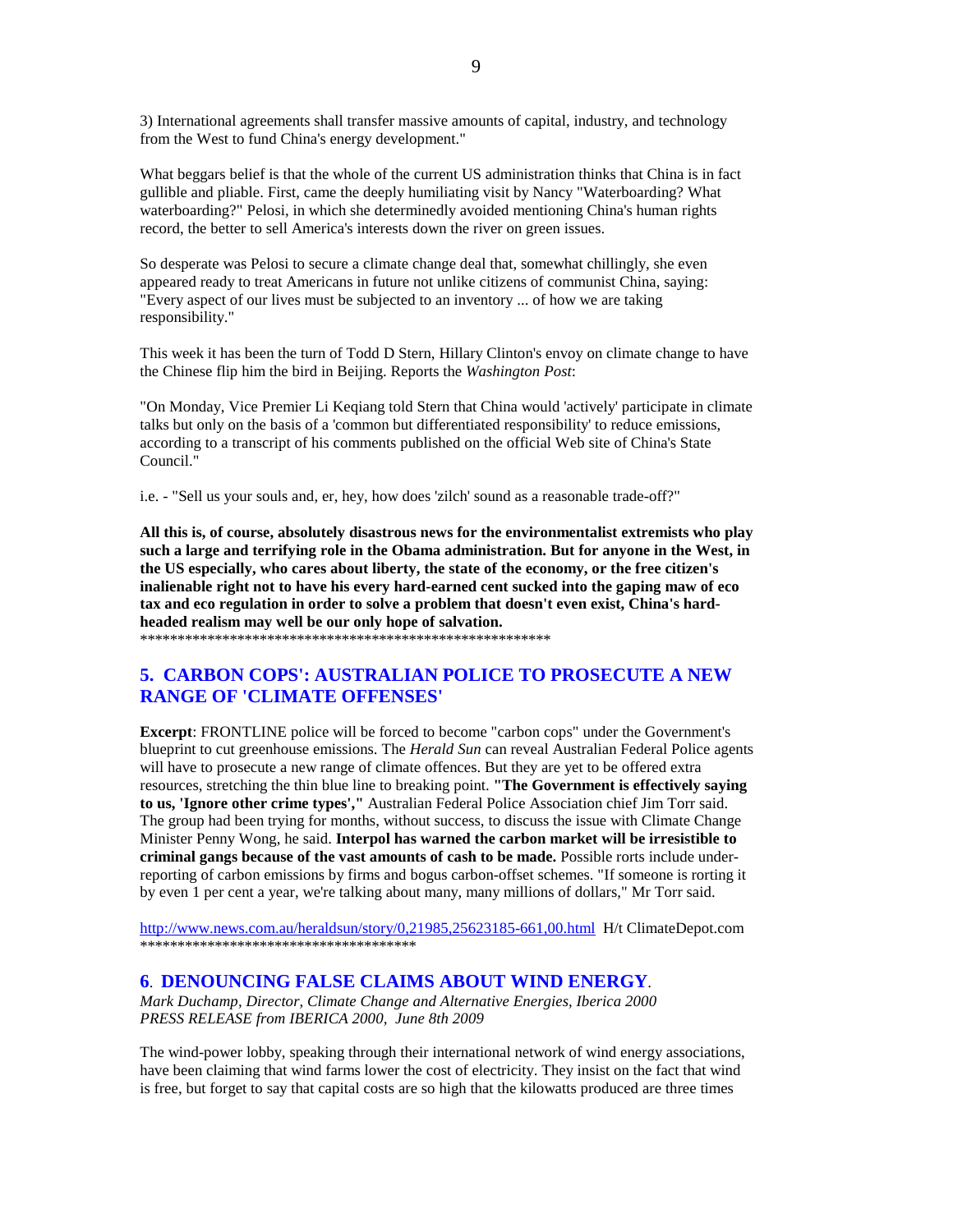3) International agreements shall transfer massive amounts of capital, industry, and technology from the West to fund China's energy development."

What beggars belief is that the whole of the current US administration thinks that China is in fact gullible and pliable. First, came the deeply humiliating visit by Nancy "Waterboarding? What waterboarding?" Pelosi, in which she determinedly avoided mentioning China's human rights record, the better to sell America's interests down the river on green issues.

So desperate was Pelosi to secure a climate change deal that, somewhat chillingly, she even appeared ready to treat Americans in future not unlike citizens of communist China, saying: "Every aspect of our lives must be subjected to an inventory ... of how we are taking responsibility."

This week it has been the turn of Todd D Stern, Hillary Clinton's envoy on climate change to have the Chinese flip him the bird in Beijing. Reports the *Washington Post*:

"On Monday, Vice Premier Li Keqiang told Stern that China would 'actively' participate in climate talks but only on the basis of a 'common but differentiated responsibility' to reduce emissions, according to a transcript of his comments published on the official Web site of China's State Council."

i.e. - "Sell us your souls and, er, hey, how does 'zilch' sound as a reasonable trade-off?"

**All this is, of course, absolutely disastrous news for the environmentalist extremists who play such a large and terrifying role in the Obama administration. But for anyone in the West, in the US especially, who cares about liberty, the state of the economy, or the free citizen's inalienable right not to have his every hard-earned cent sucked into the gaping maw of eco tax and eco regulation in order to solve a problem that doesn't even exist, China's hard-headed realism may well be our only hope of salvation.**
*******************************************************

## 5. CARBON COPS': AUSTRALIAN POLICE TO PROSECUTE A NEW RANGE OF 'CLIMATE OFFENSES'

**Excerpt**: FRONTLINE police will be forced to become "carbon cops" under the Government's blueprint to cut greenhouse emissions. The *Herald Sun* can reveal Australian Federal Police agents will have to prosecute a new range of climate offences. But they are yet to be offered extra resources, stretching the thin blue line to breaking point. **"The Government is effectively saying to us, 'Ignore other crime types',"** Australian Federal Police Association chief Jim Torr said. The group had been trying for months, without success, to discuss the issue with Climate Change Minister Penny Wong, he said. **Interpol has warned the carbon market will be irresistible to criminal gangs because of the vast amounts of cash to be made.** Possible rorts include under-reporting of carbon emissions by firms and bogus carbon-offset schemes. "If someone is rorting it by even 1 per cent a year, we're talking about many, many millions of dollars," Mr Torr said.

http://www.news.com.au/heraldsun/story/0,21985,25623185-661,00.html H/t ClimateDepot.com
*************************************

## 6. DENOUNCING FALSE CLAIMS ABOUT WIND ENERGY.

*Mark Duchamp, Director, Climate Change and Alternative Energies, Iberica 2000*
*PRESS RELEASE from IBERICA 2000, June 8th 2009*

The wind-power lobby, speaking through their international network of wind energy associations, have been claiming that wind farms lower the cost of electricity. They insist on the fact that wind is free, but forget to say that capital costs are so high that the kilowatts produced are three times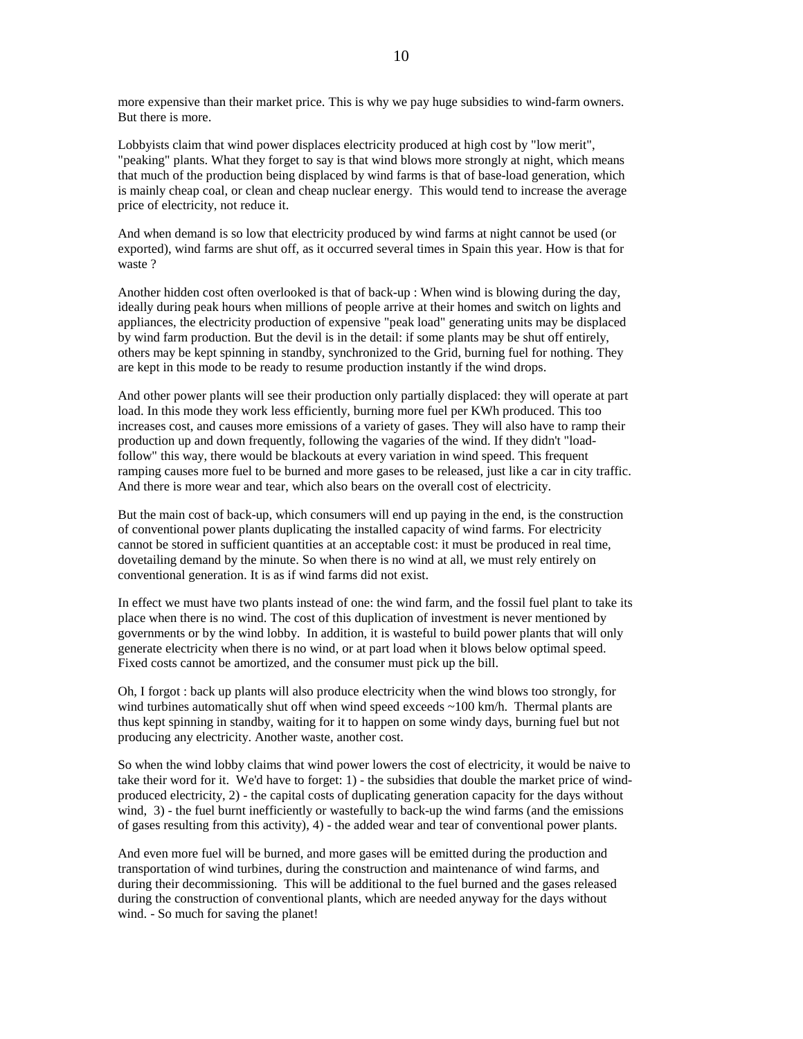more expensive than their market price. This is why we pay huge subsidies to wind-farm owners. But there is more.

Lobbyists claim that wind power displaces electricity produced at high cost by "low merit", "peaking" plants. What they forget to say is that wind blows more strongly at night, which means that much of the production being displaced by wind farms is that of base-load generation, which is mainly cheap coal, or clean and cheap nuclear energy. This would tend to increase the average price of electricity, not reduce it.

And when demand is so low that electricity produced by wind farms at night cannot be used (or exported), wind farms are shut off, as it occurred several times in Spain this year. How is that for waste ?

Another hidden cost often overlooked is that of back-up : When wind is blowing during the day, ideally during peak hours when millions of people arrive at their homes and switch on lights and appliances, the electricity production of expensive "peak load" generating units may be displaced by wind farm production. But the devil is in the detail: if some plants may be shut off entirely, others may be kept spinning in standby, synchronized to the Grid, burning fuel for nothing. They are kept in this mode to be ready to resume production instantly if the wind drops.

And other power plants will see their production only partially displaced: they will operate at part load. In this mode they work less efficiently, burning more fuel per KWh produced. This too increases cost, and causes more emissions of a variety of gases. They will also have to ramp their production up and down frequently, following the vagaries of the wind. If they didn't "load-follow" this way, there would be blackouts at every variation in wind speed. This frequent ramping causes more fuel to be burned and more gases to be released, just like a car in city traffic. And there is more wear and tear, which also bears on the overall cost of electricity.

But the main cost of back-up, which consumers will end up paying in the end, is the construction of conventional power plants duplicating the installed capacity of wind farms. For electricity cannot be stored in sufficient quantities at an acceptable cost: it must be produced in real time, dovetailing demand by the minute. So when there is no wind at all, we must rely entirely on conventional generation. It is as if wind farms did not exist.

In effect we must have two plants instead of one: the wind farm, and the fossil fuel plant to take its place when there is no wind. The cost of this duplication of investment is never mentioned by governments or by the wind lobby. In addition, it is wasteful to build power plants that will only generate electricity when there is no wind, or at part load when it blows below optimal speed. Fixed costs cannot be amortized, and the consumer must pick up the bill.

Oh, I forgot : back up plants will also produce electricity when the wind blows too strongly, for wind turbines automatically shut off when wind speed exceeds ~100 km/h. Thermal plants are thus kept spinning in standby, waiting for it to happen on some windy days, burning fuel but not producing any electricity. Another waste, another cost.

So when the wind lobby claims that wind power lowers the cost of electricity, it would be naive to take their word for it. We'd have to forget: 1) - the subsidies that double the market price of wind-produced electricity, 2) - the capital costs of duplicating generation capacity for the days without wind, 3) - the fuel burnt inefficiently or wastefully to back-up the wind farms (and the emissions of gases resulting from this activity), 4) - the added wear and tear of conventional power plants.

And even more fuel will be burned, and more gases will be emitted during the production and transportation of wind turbines, during the construction and maintenance of wind farms, and during their decommissioning. This will be additional to the fuel burned and the gases released during the construction of conventional plants, which are needed anyway for the days without wind. - So much for saving the planet!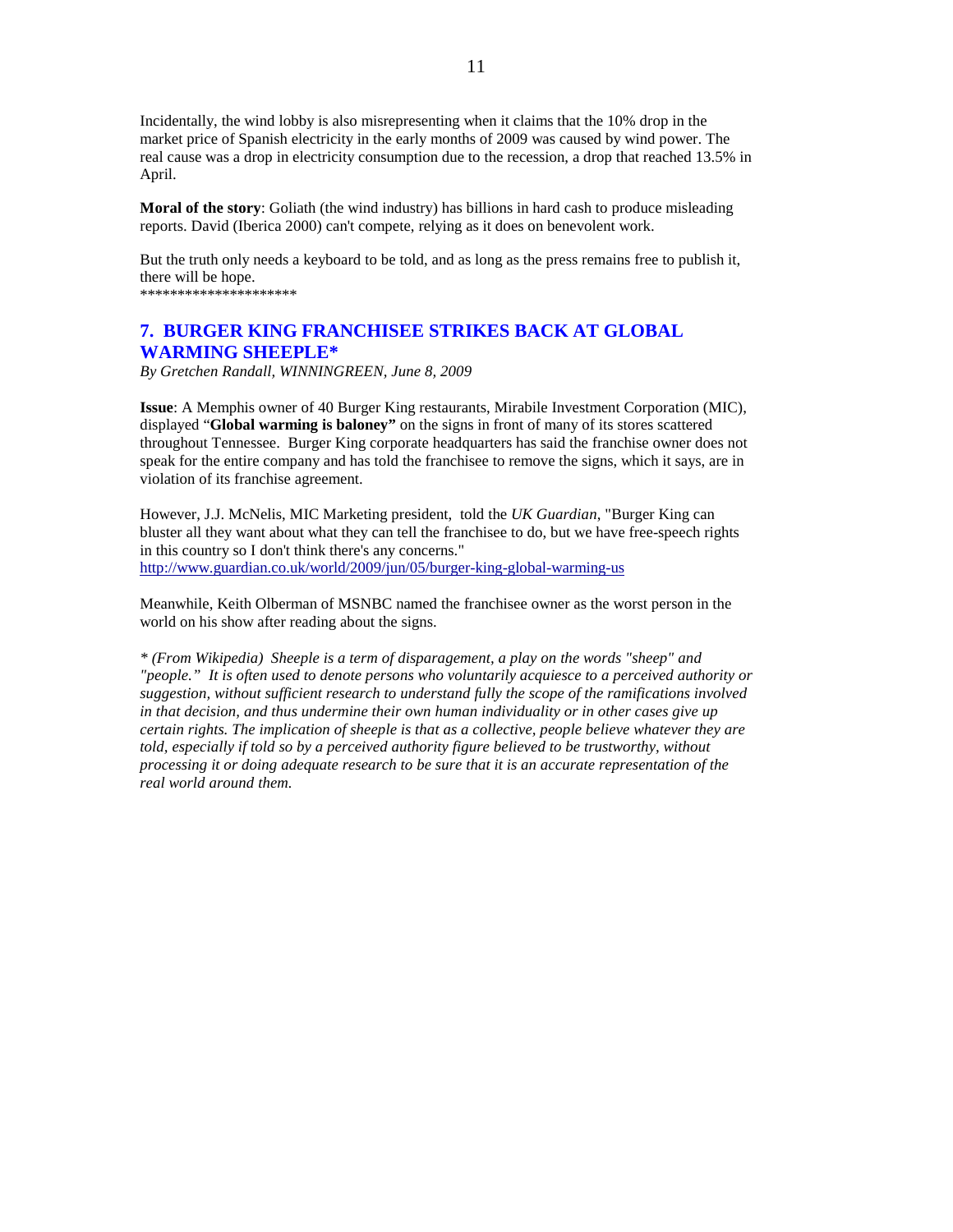Incidentally, the wind lobby is also misrepresenting when it claims that the 10% drop in the market price of Spanish electricity in the early months of 2009 was caused by wind power. The real cause was a drop in electricity consumption due to the recession, a drop that reached 13.5% in April.

**Moral of the story**: Goliath (the wind industry) has billions in hard cash to produce misleading reports. David (Iberica 2000) can't compete, relying as it does on benevolent work.

But the truth only needs a keyboard to be told, and as long as the press remains free to publish it, there will be hope.
********************

## 7. BURGER KING FRANCHISEE STRIKES BACK AT GLOBAL WARMING SHEEPLE*

*By Gretchen Randall, WINNINGREEN, June 8, 2009*

**Issue**: A Memphis owner of 40 Burger King restaurants, Mirabile Investment Corporation (MIC), displayed "**Global warming is baloney"** on the signs in front of many of its stores scattered throughout Tennessee. Burger King corporate headquarters has said the franchise owner does not speak for the entire company and has told the franchisee to remove the signs, which it says, are in violation of its franchise agreement.

However, J.J. McNelis, MIC Marketing president, told the *UK Guardian*, "Burger King can bluster all they want about what they can tell the franchisee to do, but we have free-speech rights in this country so I don't think there's any concerns."
http://www.guardian.co.uk/world/2009/jun/05/burger-king-global-warming-us

Meanwhile, Keith Olberman of MSNBC named the franchisee owner as the worst person in the world on his show after reading about the signs.

*\* (From Wikipedia) Sheeple is a term of disparagement, a play on the words "sheep" and "people." It is often used to denote persons who voluntarily acquiesce to a perceived authority or suggestion, without sufficient research to understand fully the scope of the ramifications involved in that decision, and thus undermine their own human individuality or in other cases give up certain rights. The implication of sheeple is that as a collective, people believe whatever they are told, especially if told so by a perceived authority figure believed to be trustworthy, without processing it or doing adequate research to be sure that it is an accurate representation of the real world around them.*